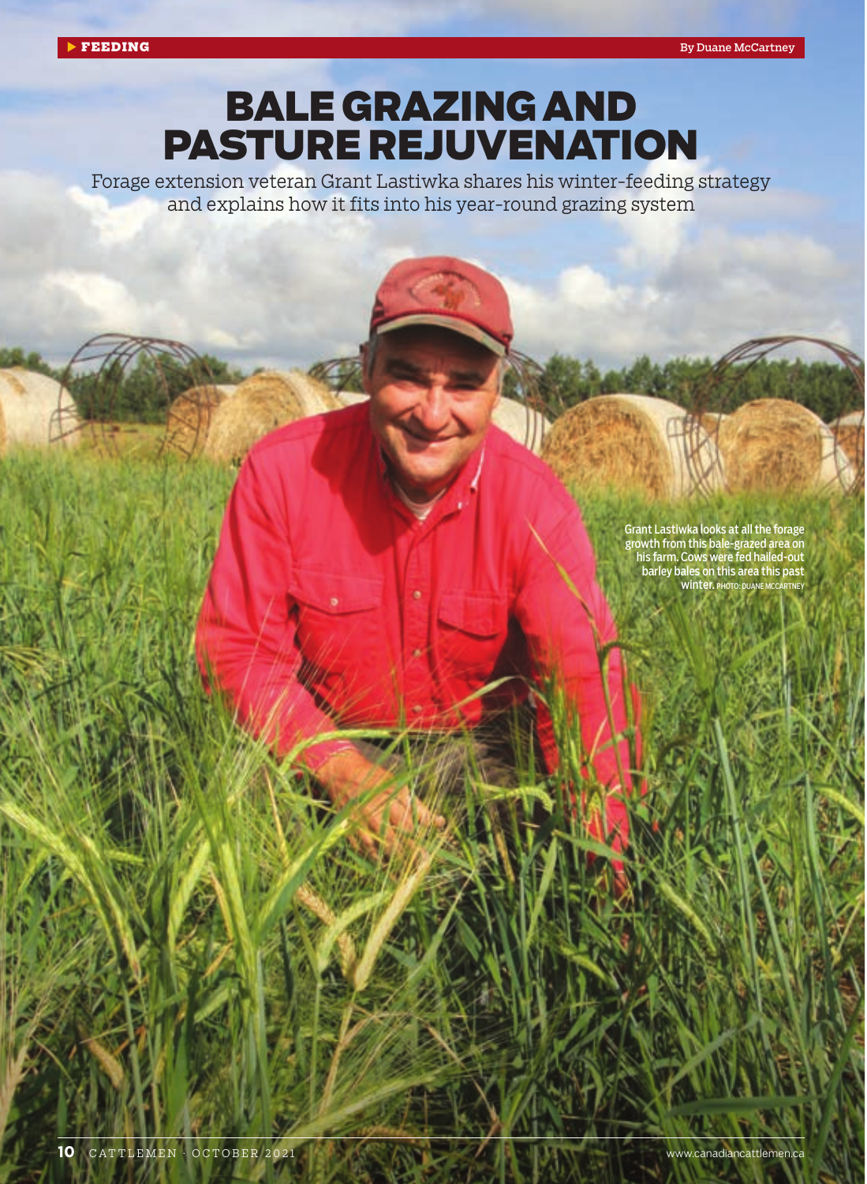FEEDING

By Duane McCartney

# BALE GRAZING AND PASTURE REJUVENATION

Forage extension veteran Grant Lastiwka shares his winter-feeding strategy and explains how it fits into his year-round grazing system

Grant Lastiwka looks at all the forage growth from this bale-grazed area on his farm. Cows were fed hailed-out barley bales on this area this past winter. PHOTO: DUANE MCCARTNEY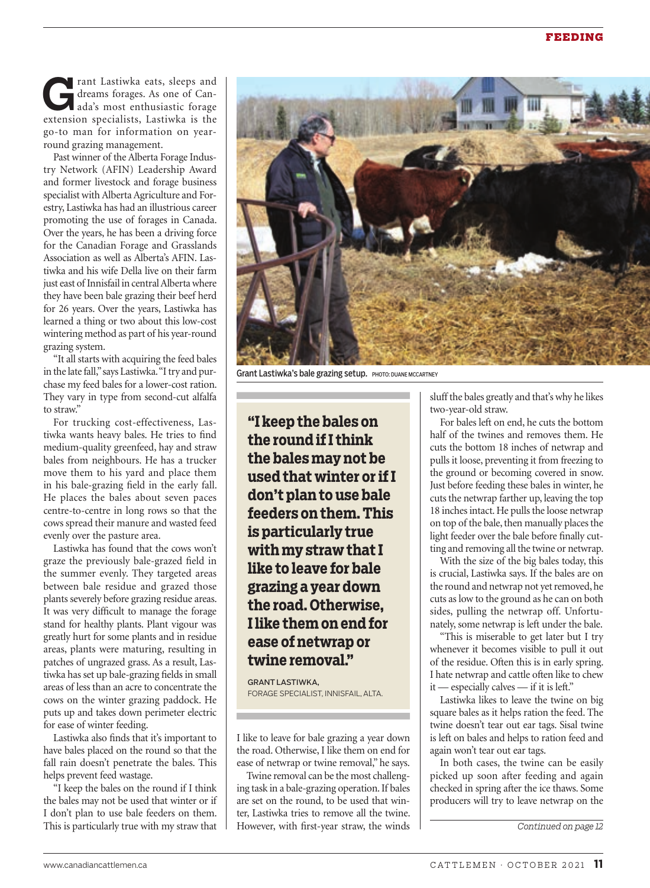Grant Lastiwka eats, sleeps and dreams forages. As one of Canada's most enthusiastic forage extension specialists, Lastiwka is the go-to man for information on year-round grazing management.

Past winner of the Alberta Forage Industry Network (AFIN) Leadership Award and former livestock and forage business specialist with Alberta Agriculture and Forestry, Lastiwka has had an illustrious career promoting the use of forages in Canada. Over the years, he has been a driving force for the Canadian Forage and Grasslands Association as well as Alberta's AFIN. Lastiwka and his wife Della live on their farm just east of Innisfail in central Alberta where they have been bale grazing their beef herd for 26 years. Over the years, Lastiwka has learned a thing or two about this low-cost wintering method as part of his year-round grazing system.

"It all starts with acquiring the feed bales in the late fall," says Lastiwka. "I try and purchase my feed bales for a lower-cost ration. They vary in type from second-cut alfalfa to straw."

For trucking cost-effectiveness, Lastiwka wants heavy bales. He tries to find medium-quality greenfeed, hay and straw bales from neighbours. He has a trucker move them to his yard and place them in his bale-grazing field in the early fall. He places the bales about seven paces centre-to-centre in long rows so that the cows spread their manure and wasted feed evenly over the pasture area.

Lastiwka has found that the cows won't graze the previously bale-grazed field in the summer evenly. They targeted areas between bale residue and grazed those plants severely before grazing residue areas. It was very difficult to manage the forage stand for healthy plants. Plant vigour was greatly hurt for some plants and in residue areas, plants were maturing, resulting in patches of ungrazed grass. As a result, Lastiwka has set up bale-grazing fields in small areas of less than an acre to concentrate the cows on the winter grazing paddock. He puts up and takes down perimeter electric for ease of winter feeding.

Lastiwka also finds that it's important to have bales placed on the round so that the fall rain doesn't penetrate the bales. This helps prevent feed wastage.

"I keep the bales on the round if I think the bales may not be used that winter or if I don't plan to use bale feeders on them. This is particularly true with my straw that I like to leave for bale grazing a year down the road. Otherwise, I like them on end for ease of netwrap or twine removal," he says.

Grant Lastiwka's bale grazing setup. PHOTO: DUANE MCCARTNEY

> **"I keep the bales on the round if I think the bales may not be used that winter or if I don't plan to use bale feeders on them. This is particularly true with my straw that I like to leave for bale grazing a year down the road. Otherwise, I like them on end for ease of netwrap or twine removal."**
>
> GRANT LASTIWKA,
> FORAGE SPECIALIST, INNISFAIL, ALTA.

Twine removal can be the most challenging task in a bale-grazing operation. If bales are set on the round, to be used that winter, Lastiwka tries to remove all the twine. However, with first-year straw, the winds sluff the bales greatly and that's why he likes two-year-old straw.

For bales left on end, he cuts the bottom half of the twines and removes them. He cuts the bottom 18 inches of netwrap and pulls it loose, preventing it from freezing to the ground or becoming covered in snow. Just before feeding these bales in winter, he cuts the netwrap farther up, leaving the top 18 inches intact. He pulls the loose netwrap on top of the bale, then manually places the light feeder over the bale before finally cutting and removing all the twine or netwrap.

With the size of the big bales today, this is crucial, Lastiwka says. If the bales are on the round and netwrap not yet removed, he cuts as low to the ground as he can on both sides, pulling the netwrap off. Unfortunately, some netwrap is left under the bale.

"This is miserable to get later but I try whenever it becomes visible to pull it out of the residue. Often this is in early spring. I hate netwrap and cattle often like to chew it — especially calves — if it is left."

Lastiwka likes to leave the twine on big square bales as it helps ration the feed. The twine doesn't tear out ear tags. Sisal twine is left on bales and helps to ration feed and again won't tear out ear tags.

In both cases, the twine can be easily picked up soon after feeding and again checked in spring after the ice thaws. Some producers will try to leave netwrap on the

*Continued on page 12*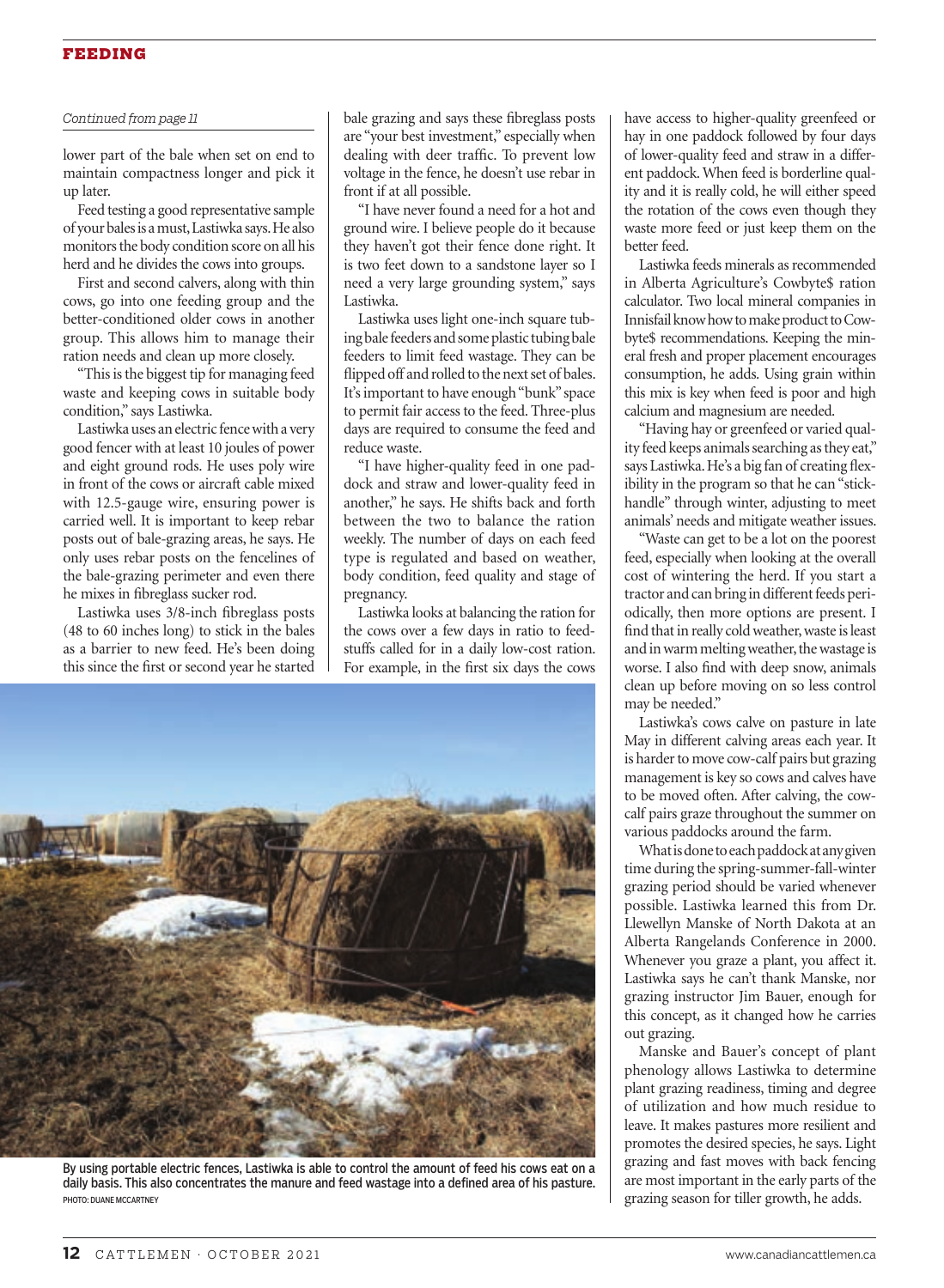*Continued from page 11*

lower part of the bale when set on end to maintain compactness longer and pick it up later.

Feed testing a good representative sample of your bales is a must, Lastiwka says. He also monitors the body condition score on all his herd and he divides the cows into groups.

First and second calvers, along with thin cows, go into one feeding group and the better-conditioned older cows in another group. This allows him to manage their ration needs and clean up more closely.

"This is the biggest tip for managing feed waste and keeping cows in suitable body condition," says Lastiwka.

Lastiwka uses an electric fence with a very good fencer with at least 10 joules of power and eight ground rods. He uses poly wire in front of the cows or aircraft cable mixed with 12.5-gauge wire, ensuring power is carried well. It is important to keep rebar posts out of bale-grazing areas, he says. He only uses rebar posts on the fencelines of the bale-grazing perimeter and even there he mixes in fibreglass sucker rod.

Lastiwka uses 3/8-inch fibreglass posts (48 to 60 inches long) to stick in the bales as a barrier to new feed. He's been doing this since the first or second year he started bale grazing and says these fibreglass posts are "your best investment," especially when dealing with deer traffic. To prevent low voltage in the fence, he doesn't use rebar in front if at all possible.

"I have never found a need for a hot and ground wire. I believe people do it because they haven't got their fence done right. It is two feet down to a sandstone layer so I need a very large grounding system," says Lastiwka.

Lastiwka uses light one-inch square tubing bale feeders and some plastic tubing bale feeders to limit feed wastage. They can be flipped off and rolled to the next set of bales. It's important to have enough "bunk" space to permit fair access to the feed. Three-plus days are required to consume the feed and reduce waste.

"I have higher-quality feed in one paddock and straw and lower-quality feed in another," he says. He shifts back and forth between the two to balance the ration weekly. The number of days on each feed type is regulated and based on weather, body condition, feed quality and stage of pregnancy.

Lastiwka looks at balancing the ration for the cows over a few days in ratio to feedstuffs called for in a daily low-cost ration. For example, in the first six days the cows have access to higher-quality greenfeed or hay in one paddock followed by four days of lower-quality feed and straw in a different paddock. When feed is borderline quality and it is really cold, he will either speed the rotation of the cows even though they waste more feed or just keep them on the better feed.

Lastiwka feeds minerals as recommended in Alberta Agriculture's Cowbyte$ ration calculator. Two local mineral companies in Innisfail know how to make product to Cowbyte$ recommendations. Keeping the mineral fresh and proper placement encourages consumption, he adds. Using grain within this mix is key when feed is poor and high calcium and magnesium are needed.

"Having hay or greenfeed or varied quality feed keeps animals searching as they eat," says Lastiwka. He's a big fan of creating flexibility in the program so that he can "stickhandle" through winter, adjusting to meet animals' needs and mitigate weather issues.

"Waste can get to be a lot on the poorest feed, especially when looking at the overall cost of wintering the herd. If you start a tractor and can bring in different feeds periodically, then more options are present. I find that in really cold weather, waste is least and in warm melting weather, the wastage is worse. I also find with deep snow, animals clean up before moving on so less control may be needed."

Lastiwka's cows calve on pasture in late May in different calving areas each year. It is harder to move cow-calf pairs but grazing management is key so cows and calves have to be moved often. After calving, the cow-calf pairs graze throughout the summer on various paddocks around the farm.

What is done to each paddock at any given time during the spring-summer-fall-winter grazing period should be varied whenever possible. Lastiwka learned this from Dr. Llewellyn Manske of North Dakota at an Alberta Rangelands Conference in 2000. Whenever you graze a plant, you affect it. Lastiwka says he can't thank Manske, nor grazing instructor Jim Bauer, enough for this concept, as it changed how he carries out grazing.

Manske and Bauer's concept of plant phenology allows Lastiwka to determine plant grazing readiness, timing and degree of utilization and how much residue to leave. It makes pastures more resilient and promotes the desired species, he says. Light grazing and fast moves with back fencing are most important in the early parts of the grazing season for tiller growth, he adds.

By using portable electric fences, Lastiwka is able to control the amount of feed his cows eat on a daily basis. This also concentrates the manure and feed wastage into a defined area of his pasture.
PHOTO: DUANE MCCARTNEY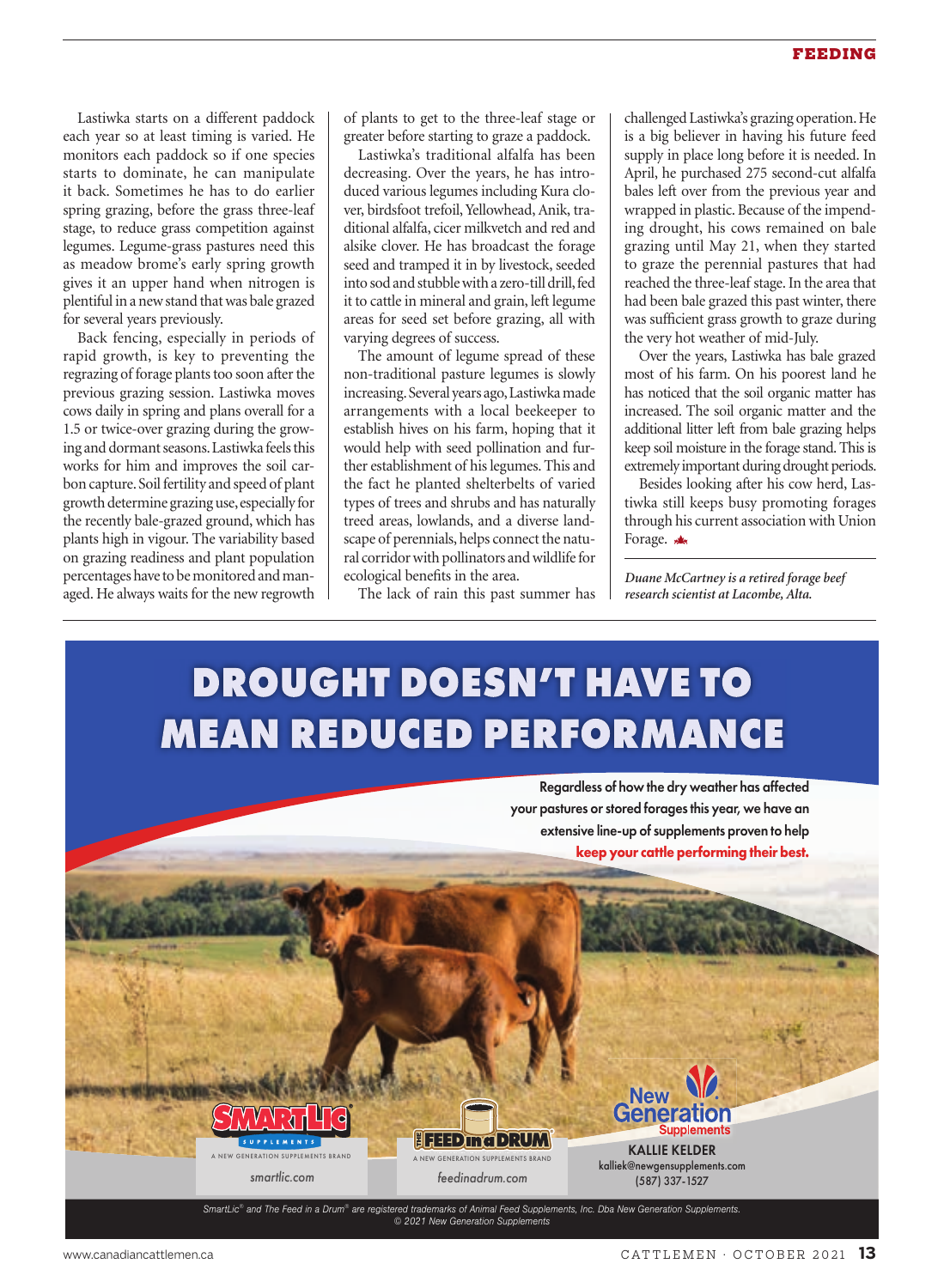Lastiwka starts on a different paddock each year so at least timing is varied. He monitors each paddock so if one species starts to dominate, he can manipulate it back. Sometimes he has to do earlier spring grazing, before the grass three-leaf stage, to reduce grass competition against legumes. Legume-grass pastures need this as meadow brome's early spring growth gives it an upper hand when nitrogen is plentiful in a new stand that was bale grazed for several years previously.

Back fencing, especially in periods of rapid growth, is key to preventing the regrazing of forage plants too soon after the previous grazing session. Lastiwka moves cows daily in spring and plans overall for a 1.5 or twice-over grazing during the growing and dormant seasons. Lastiwka feels this works for him and improves the soil carbon capture. Soil fertility and speed of plant growth determine grazing use, especially for the recently bale-grazed ground, which has plants high in vigour. The variability based on grazing readiness and plant population percentages have to be monitored and managed. He always waits for the new regrowth of plants to get to the three-leaf stage or greater before starting to graze a paddock.

Lastiwka's traditional alfalfa has been decreasing. Over the years, he has introduced various legumes including Kura clover, birdsfoot trefoil, Yellowhead, Anik, traditional alfalfa, cicer milkvetch and red and alsike clover. He has broadcast the forage seed and tramped it in by livestock, seeded into sod and stubble with a zero-till drill, fed it to cattle in mineral and grain, left legume areas for seed set before grazing, all with varying degrees of success.

The amount of legume spread of these non-traditional pasture legumes is slowly increasing. Several years ago, Lastiwka made arrangements with a local beekeeper to establish hives on his farm, hoping that it would help with seed pollination and further establishment of his legumes. This and the fact he planted shelterbelts of varied types of trees and shrubs and has naturally treed areas, lowlands, and a diverse landscape of perennials, helps connect the natural corridor with pollinators and wildlife for ecological benefits in the area.

The lack of rain this past summer has challenged Lastiwka's grazing operation. He is a big believer in having his future feed supply in place long before it is needed. In April, he purchased 275 second-cut alfalfa bales left over from the previous year and wrapped in plastic. Because of the impending drought, his cows remained on bale grazing until May 21, when they started to graze the perennial pastures that had reached the three-leaf stage. In the area that had been bale grazed this past winter, there was sufficient grass growth to graze during the very hot weather of mid-July.

Over the years, Lastiwka has bale grazed most of his farm. On his poorest land he has noticed that the soil organic matter has increased. The soil organic matter and the additional litter left from bale grazing helps keep soil moisture in the forage stand. This is extremely important during drought periods.

Besides looking after his cow herd, Lastiwka still keeps busy promoting forages through his current association with Union Forage.

*Duane McCartney is a retired forage beef research scientist at Lacombe, Alta.*

# DROUGHT DOESN'T HAVE TO MEAN REDUCED PERFORMANCE

Regardless of how the dry weather has affected your pastures or stored forages this year, we have an extensive line-up of supplements proven to help **keep your cattle performing their best.**

SMARTLIC SUPPLEMENTS
A NEW GENERATION SUPPLEMENTS BRAND
smartlic.com

THE FEED in a DRUM
A NEW GENERATION SUPPLEMENTS BRAND
feedinadrum.com

New Generation Supplements
KALLIE KELDER
kalliek@newgensupplements.com
(587) 337-1527

SmartLic® and The Feed in a Drum® are registered trademarks of Animal Feed Supplements, Inc. Dba New Generation Supplements.
© 2021 New Generation Supplements